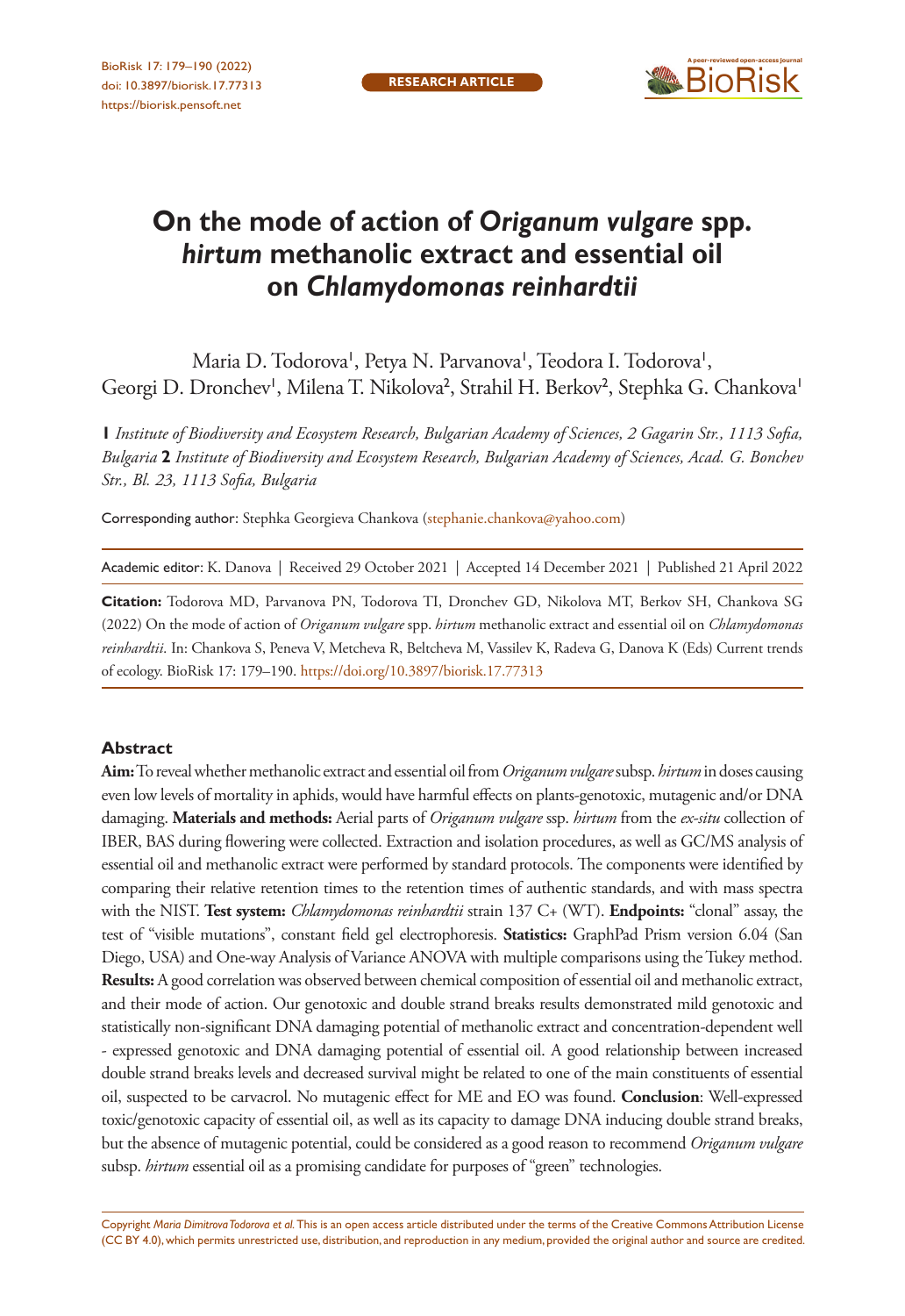RESEARCH ARTICLE

# On the mode of action of *Origanum vulgare* spp. *hirtum* methanolic extract and essential oil on *Chlamydomonas reinhardtii*

Maria D. Todorova[1], Petya N. Parvanova[1], Teodora I. Todorova[1], Georgi D. Dronchev[1], Milena T. Nikolova[2], Strahil H. Berkov[2], Stephka G. Chankova[1]

**1** *Institute of Biodiversity and Ecosystem Research, Bulgarian Academy of Sciences, 2 Gagarin Str., 1113 Sofia, Bulgaria* **2** *Institute of Biodiversity and Ecosystem Research, Bulgarian Academy of Sciences, Acad. G. Bonchev Str., Bl. 23, 1113 Sofia, Bulgaria*

Corresponding author: Stephka Georgieva Chankova (stephanie.chankova@yahoo.com)

Academic editor: K. Danova | Received 29 October 2021 | Accepted 14 December 2021 | Published 21 April 2022

**Citation:** Todorova MD, Parvanova PN, Todorova TI, Dronchev GD, Nikolova MT, Berkov SH, Chankova SG (2022) On the mode of action of *Origanum vulgare* spp. *hirtum* methanolic extract and essential oil on *Chlamydomonas reinhardtii*. In: Chankova S, Peneva V, Metcheva R, Beltcheva M, Vassilev K, Radeva G, Danova K (Eds) Current trends of ecology. BioRisk 17: 179–190. https://doi.org/10.3897/biorisk.17.77313

## Abstract

**Aim:** To reveal whether methanolic extract and essential oil from *Origanum vulgare* subsp. *hirtum* in doses causing even low levels of mortality in aphids, would have harmful effects on plants-genotoxic, mutagenic and/or DNA damaging. **Materials and methods:** Aerial parts of *Origanum vulgare* ssp. *hirtum* from the *ex-situ* collection of IBER, BAS during flowering were collected. Extraction and isolation procedures, as well as GC/MS analysis of essential oil and methanolic extract were performed by standard protocols. The components were identified by comparing their relative retention times to the retention times of authentic standards, and with mass spectra with the NIST. **Test system:** *Chlamydomonas reinhardtii* strain 137 C+ (WT). **Endpoints:** "clonal" assay, the test of "visible mutations", constant field gel electrophoresis. **Statistics:** GraphPad Prism version 6.04 (San Diego, USA) and One-way Analysis of Variance ANOVA with multiple comparisons using the Tukey method. **Results:** A good correlation was observed between chemical composition of essential oil and methanolic extract, and their mode of action. Our genotoxic and double strand breaks results demonstrated mild genotoxic and statistically non-significant DNA damaging potential of methanolic extract and concentration-dependent well - expressed genotoxic and DNA damaging potential of essential oil. A good relationship between increased double strand breaks levels and decreased survival might be related to one of the main constituents of essential oil, suspected to be carvacrol. No mutagenic effect for ME and EO was found. **Conclusion**: Well-expressed toxic/genotoxic capacity of essential oil, as well as its capacity to damage DNA inducing double strand breaks, but the absence of mutagenic potential, could be considered as a good reason to recommend *Origanum vulgare* subsp. *hirtum* essential oil as a promising candidate for purposes of "green" technologies.

Copyright *Maria Dimitrova Todorova et al.* This is an open access article distributed under the terms of the Creative Commons Attribution License (CC BY 4.0), which permits unrestricted use, distribution, and reproduction in any medium, provided the original author and source are credited.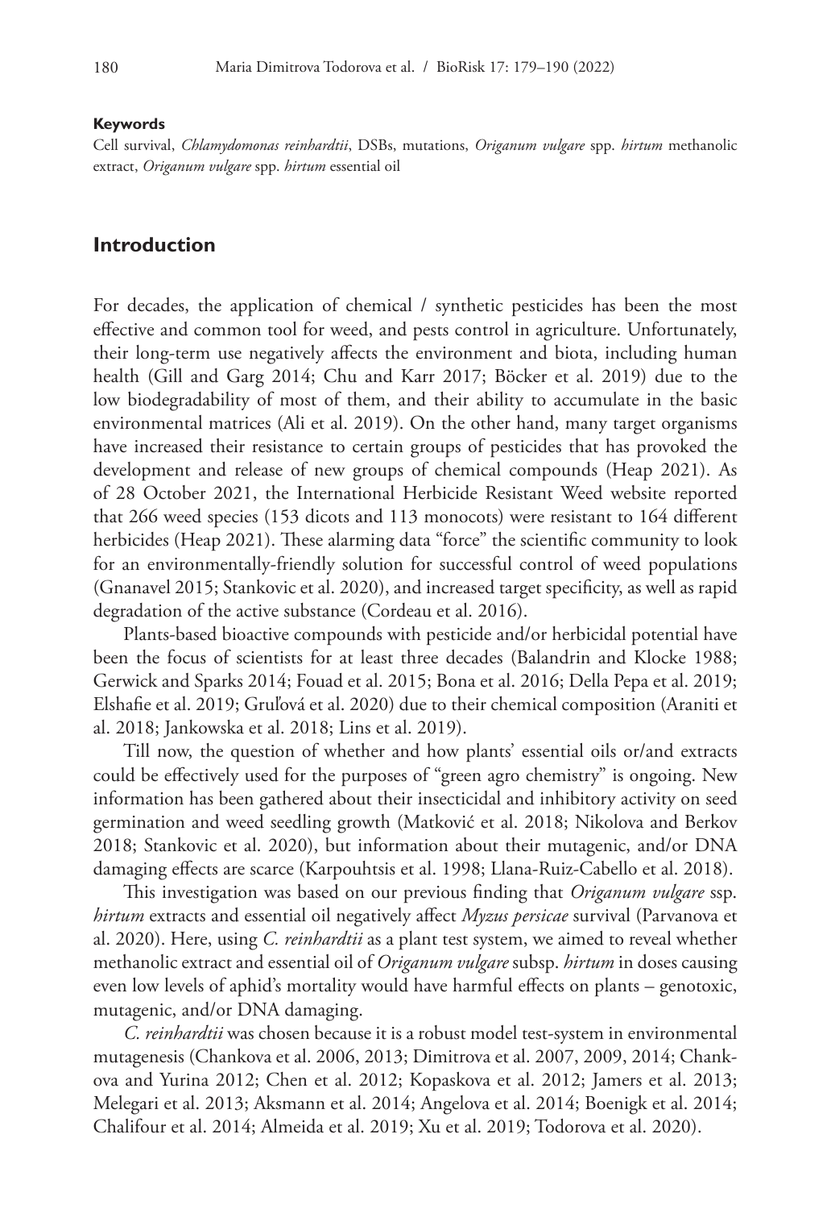**Keywords**

Cell survival, *Chlamydomonas reinhardtii*, DSBs, mutations, *Origanum vulgare* spp. *hirtum* methanolic extract, *Origanum vulgare* spp. *hirtum* essential oil

## Introduction

For decades, the application of chemical / synthetic pesticides has been the most effective and common tool for weed, and pests control in agriculture. Unfortunately, their long-term use negatively affects the environment and biota, including human health (Gill and Garg 2014; Chu and Karr 2017; Böcker et al. 2019) due to the low biodegradability of most of them, and their ability to accumulate in the basic environmental matrices (Ali et al. 2019). On the other hand, many target organisms have increased their resistance to certain groups of pesticides that has provoked the development and release of new groups of chemical compounds (Heap 2021). As of 28 October 2021, the International Herbicide Resistant Weed website reported that 266 weed species (153 dicots and 113 monocots) were resistant to 164 different herbicides (Heap 2021). These alarming data "force" the scientific community to look for an environmentally-friendly solution for successful control of weed populations (Gnanavel 2015; Stankovic et al. 2020), and increased target specificity, as well as rapid degradation of the active substance (Cordeau et al. 2016).

Plants-based bioactive compounds with pesticide and/or herbicidal potential have been the focus of scientists for at least three decades (Balandrin and Klocke 1988; Gerwick and Sparks 2014; Fouad et al. 2015; Bona et al. 2016; Della Pepa et al. 2019; Elshafie et al. 2019; Gruľová et al. 2020) due to their chemical composition (Araniti et al. 2018; Jankowska et al. 2018; Lins et al. 2019).

Till now, the question of whether and how plants' essential oils or/and extracts could be effectively used for the purposes of "green agro chemistry" is ongoing. New information has been gathered about their insecticidal and inhibitory activity on seed germination and weed seedling growth (Matković et al. 2018; Nikolova and Berkov 2018; Stankovic et al. 2020), but information about their mutagenic, and/or DNA damaging effects are scarce (Karpouhtsis et al. 1998; Llana-Ruiz-Cabello et al. 2018).

This investigation was based on our previous finding that *Origanum vulgare* ssp. *hirtum* extracts and essential oil negatively affect *Myzus persicae* survival (Parvanova et al. 2020). Here, using *C. reinhardtii* as a plant test system, we aimed to reveal whether methanolic extract and essential oil of *Origanum vulgare* subsp. *hirtum* in doses causing even low levels of aphid's mortality would have harmful effects on plants – genotoxic, mutagenic, and/or DNA damaging.

*C. reinhardtii* was chosen because it is a robust model test-system in environmental mutagenesis (Chankova et al. 2006, 2013; Dimitrova et al. 2007, 2009, 2014; Chankova and Yurina 2012; Chen et al. 2012; Kopaskova et al. 2012; Jamers et al. 2013; Melegari et al. 2013; Aksmann et al. 2014; Angelova et al. 2014; Boenigk et al. 2014; Chalifour et al. 2014; Almeida et al. 2019; Xu et al. 2019; Todorova et al. 2020).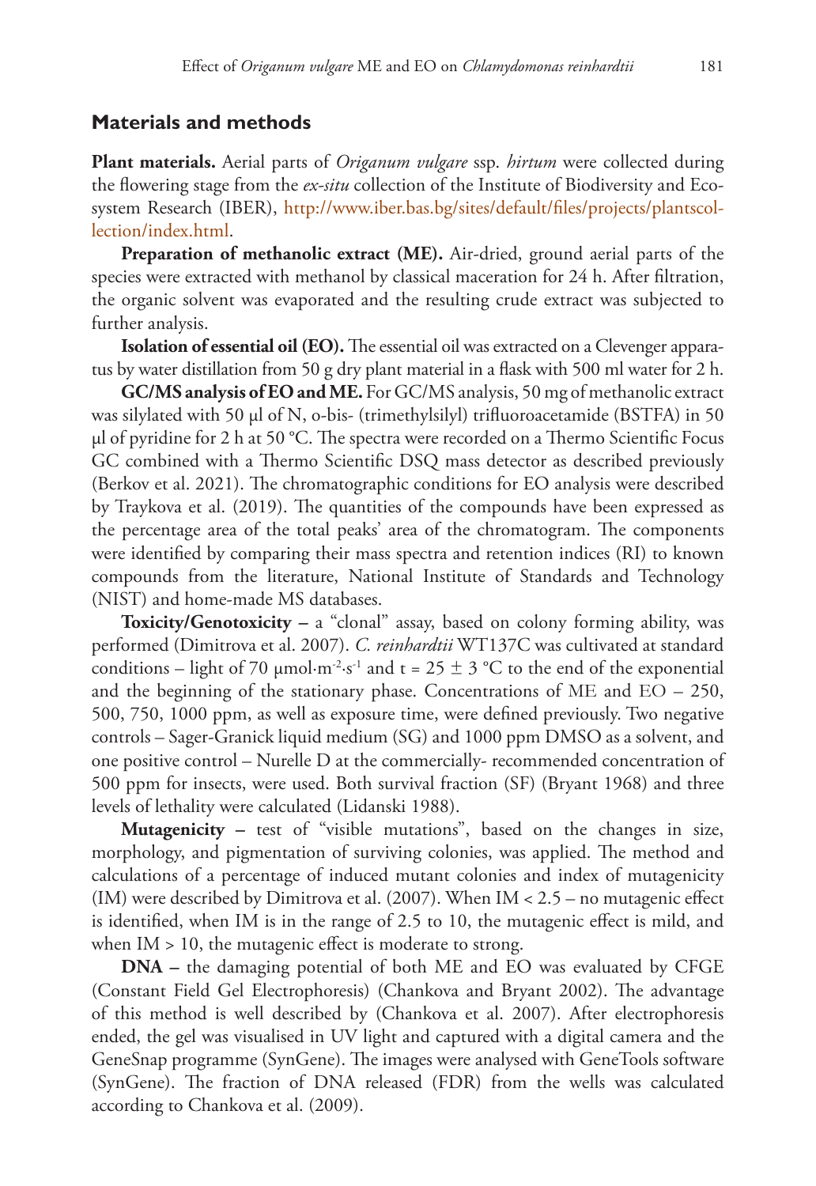## Materials and methods

**Plant materials.** Aerial parts of *Origanum vulgare* ssp. *hirtum* were collected during the flowering stage from the *ex-situ* collection of the Institute of Biodiversity and Ecosystem Research (IBER), http://www.iber.bas.bg/sites/default/files/projects/plantscollection/index.html.

**Preparation of methanolic extract (ME).** Air-dried, ground aerial parts of the species were extracted with methanol by classical maceration for 24 h. After filtration, the organic solvent was evaporated and the resulting crude extract was subjected to further analysis.

**Isolation of essential oil (EO).** The essential oil was extracted on a Clevenger apparatus by water distillation from 50 g dry plant material in a flask with 500 ml water for 2 h.

**GC/MS analysis of EO and ME.** For GC/MS analysis, 50 mg of methanolic extract was silylated with 50 μl of N, o-bis- (trimethylsilyl) trifluoroacetamide (BSTFA) in 50 μl of pyridine for 2 h at 50 °C. The spectra were recorded on a Thermo Scientific Focus GC combined with a Thermo Scientific DSQ mass detector as described previously (Berkov et al. 2021). The chromatographic conditions for EO analysis were described by Traykova et al. (2019). The quantities of the compounds have been expressed as the percentage area of the total peaks' area of the chromatogram. The components were identified by comparing their mass spectra and retention indices (RI) to known compounds from the literature, National Institute of Standards and Technology (NIST) and home-made MS databases.

**Toxicity/Genotoxicity –** a "clonal" assay, based on colony forming ability, was performed (Dimitrova et al. 2007). *C. reinhardtii* WT137C was cultivated at standard conditions – light of 70 $\mu mol \cdot m^{-2} \cdot s^{-1}$ and $t = 25 \pm 3$ °C to the end of the exponential and the beginning of the stationary phase. Concentrations of ME and EO – 250, 500, 750, 1000 ppm, as well as exposure time, were defined previously. Two negative controls – Sager-Granick liquid medium (SG) and 1000 ppm DMSO as a solvent, and one positive control – Nurelle D at the commercially- recommended concentration of 500 ppm for insects, were used. Both survival fraction (SF) (Bryant 1968) and three levels of lethality were calculated (Lidanski 1988).

**Mutagenicity –** test of "visible mutations", based on the changes in size, morphology, and pigmentation of surviving colonies, was applied. The method and calculations of a percentage of induced mutant colonies and index of mutagenicity (IM) were described by Dimitrova et al. (2007). When IM < 2.5 – no mutagenic effect is identified, when IM is in the range of 2.5 to 10, the mutagenic effect is mild, and when IM > 10, the mutagenic effect is moderate to strong.

**DNA –** the damaging potential of both ME and EO was evaluated by CFGE (Constant Field Gel Electrophoresis) (Chankova and Bryant 2002). The advantage of this method is well described by (Chankova et al. 2007). After electrophoresis ended, the gel was visualised in UV light and captured with a digital camera and the GeneSnap programme (SynGene). The images were analysed with GeneTools software (SynGene). The fraction of DNA released (FDR) from the wells was calculated according to Chankova et al. (2009).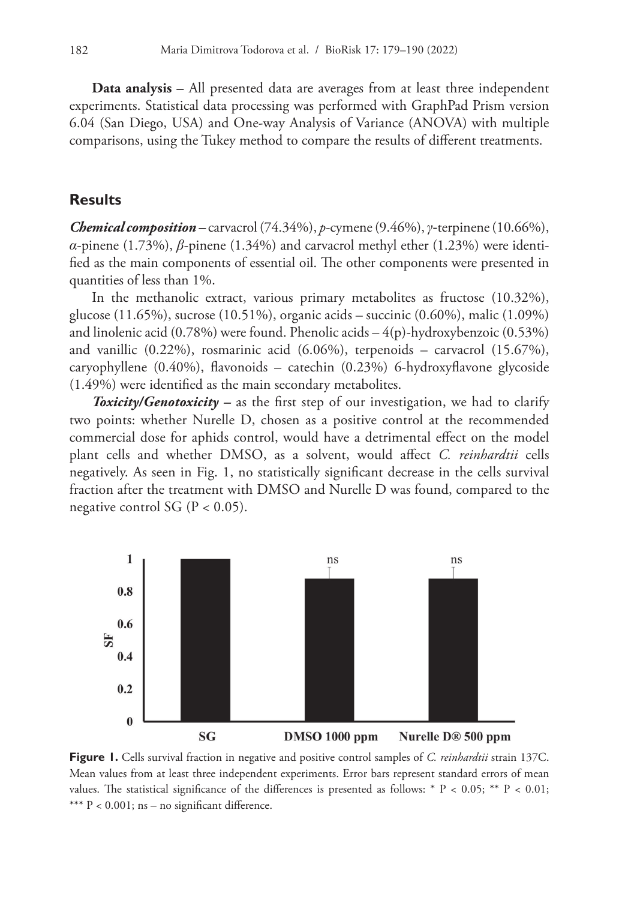**Data analysis –** All presented data are averages from at least three independent experiments. Statistical data processing was performed with GraphPad Prism version 6.04 (San Diego, USA) and One-way Analysis of Variance (ANOVA) with multiple comparisons, using the Tukey method to compare the results of different treatments.

## Results

***Chemical composition –*** carvacrol (74.34%), *p*-cymene (9.46%), *γ*-terpinene (10.66%), *α*-pinene (1.73%), *β*-pinene (1.34%) and carvacrol methyl ether (1.23%) were identified as the main components of essential oil. The other components were presented in quantities of less than 1%.

In the methanolic extract, various primary metabolites as fructose (10.32%), glucose (11.65%), sucrose (10.51%), organic acids – succinic (0.60%), malic (1.09%) and linolenic acid (0.78%) were found. Phenolic acids – 4(p)-hydroxybenzoic (0.53%) and vanillic (0.22%), rosmarinic acid (6.06%), terpenoids – carvacrol (15.67%), caryophyllene (0.40%), flavonoids – catechin (0.23%) 6-hydroxyflavone glycoside (1.49%) were identified as the main secondary metabolites.

***Toxicity/Genotoxicity –*** as the first step of our investigation, we had to clarify two points: whether Nurelle D, chosen as a positive control at the recommended commercial dose for aphids control, would have a detrimental effect on the model plant cells and whether DMSO, as a solvent, would affect *C. reinhardtii* cells negatively. As seen in Fig. 1, no statistically significant decrease in the cells survival fraction after the treatment with DMSO and Nurelle D was found, compared to the negative control SG ($P < 0.05$).

SF
1
0.8
0.6
0.4
0.2
0
ns
ns
SG
DMSO 1000 ppm
Nurelle D® 500 ppm

**Figure 1.** Cells survival fraction in negative and positive control samples of *C. reinhardtii* strain 137C. Mean values from at least three independent experiments. Error bars represent standard errors of mean values. The statistical significance of the differences is presented as follows: * $P < 0.05$; ** $P < 0.01$; *** $P < 0.001$; ns – no significant difference.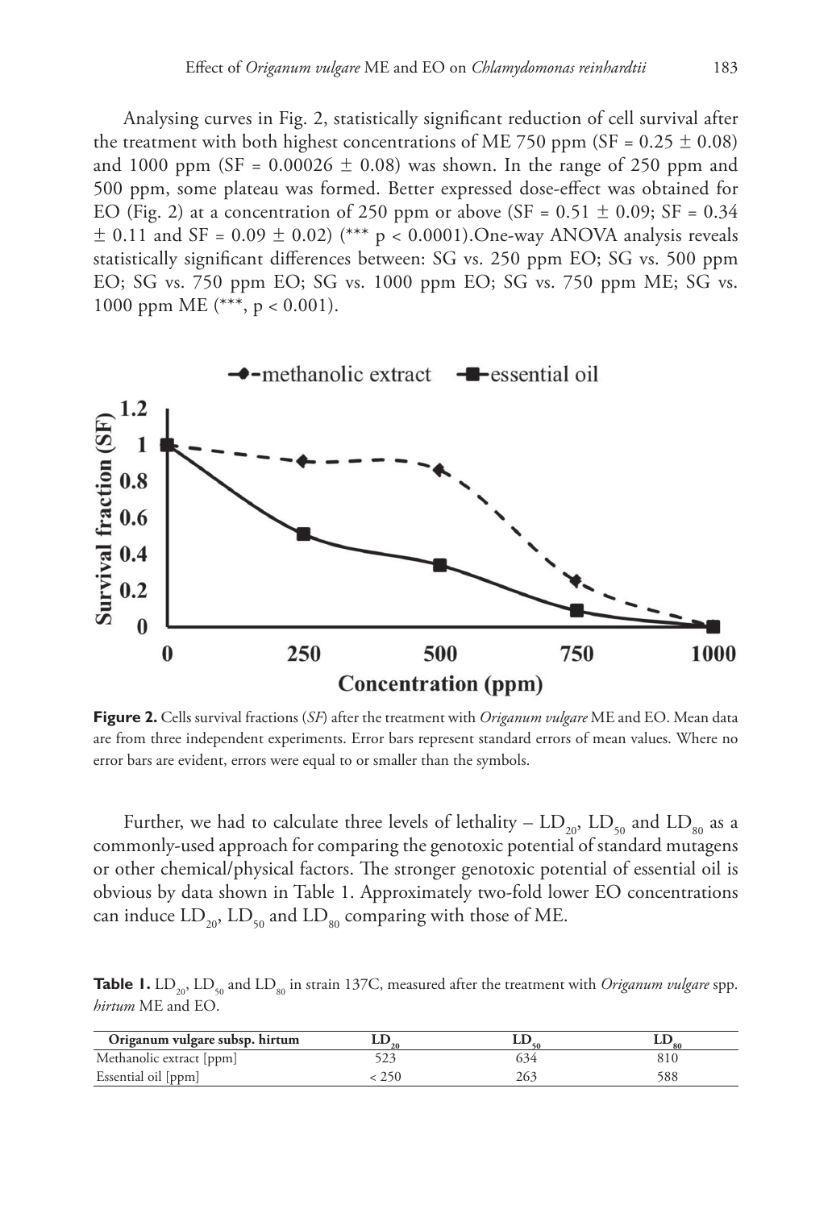Analysing curves in Fig. 2, statistically significant reduction of cell survival after the treatment with both highest concentrations of ME 750 ppm (SF = 0.25 ± 0.08) and 1000 ppm (SF = 0.00026 ± 0.08) was shown. In the range of 250 ppm and 500 ppm, some plateau was formed. Better expressed dose-effect was obtained for EO (Fig. 2) at a concentration of 250 ppm or above (SF = 0.51 ± 0.09; SF = 0.34 ± 0.11 and SF = 0.09 ± 0.02) (*** $p < 0.0001$).One-way ANOVA analysis reveals statistically significant differences between: SG vs. 250 ppm EO; SG vs. 500 ppm EO; SG vs. 750 ppm EO; SG vs. 1000 ppm EO; SG vs. 750 ppm ME; SG vs. 1000 ppm ME (***, $p < 0.001$).

methanolic extract
essential oil
Survival fraction (SF)
1.2
1
0.8
0.6
0.4
0.2
0
0
250
500
750
1000
Concentration (ppm)

**Figure 2.** Cells survival fractions (*SF*) after the treatment with *Origanum vulgare* ME and EO. Mean data are from three independent experiments. Error bars represent standard errors of mean values. Where no error bars are evident, errors were equal to or smaller than the symbols.

Further, we had to calculate three levels of lethality – $LD_{20}$, $LD_{50}$ and $LD_{80}$ as a commonly-used approach for comparing the genotoxic potential of standard mutagens or other chemical/physical factors. The stronger genotoxic potential of essential oil is obvious by data shown in Table 1. Approximately two-fold lower EO concentrations can induce $LD_{20}$, $LD_{50}$ and $LD_{80}$ comparing with those of ME.

**Table 1.** $LD_{20}$, $LD_{50}$ and $LD_{80}$ in strain 137C, measured after the treatment with *Origanum vulgare* spp. *hirtum* ME and EO.

| Origanum vulgare subsp. hirtum | $LD_{20}$ | $LD_{50}$ | $LD_{80}$ |
|---|---|---|---|
| Methanolic extract [ppm] | 523 | 634 | 810 |
| Essential oil [ppm] | < 250 | 263 | 588 |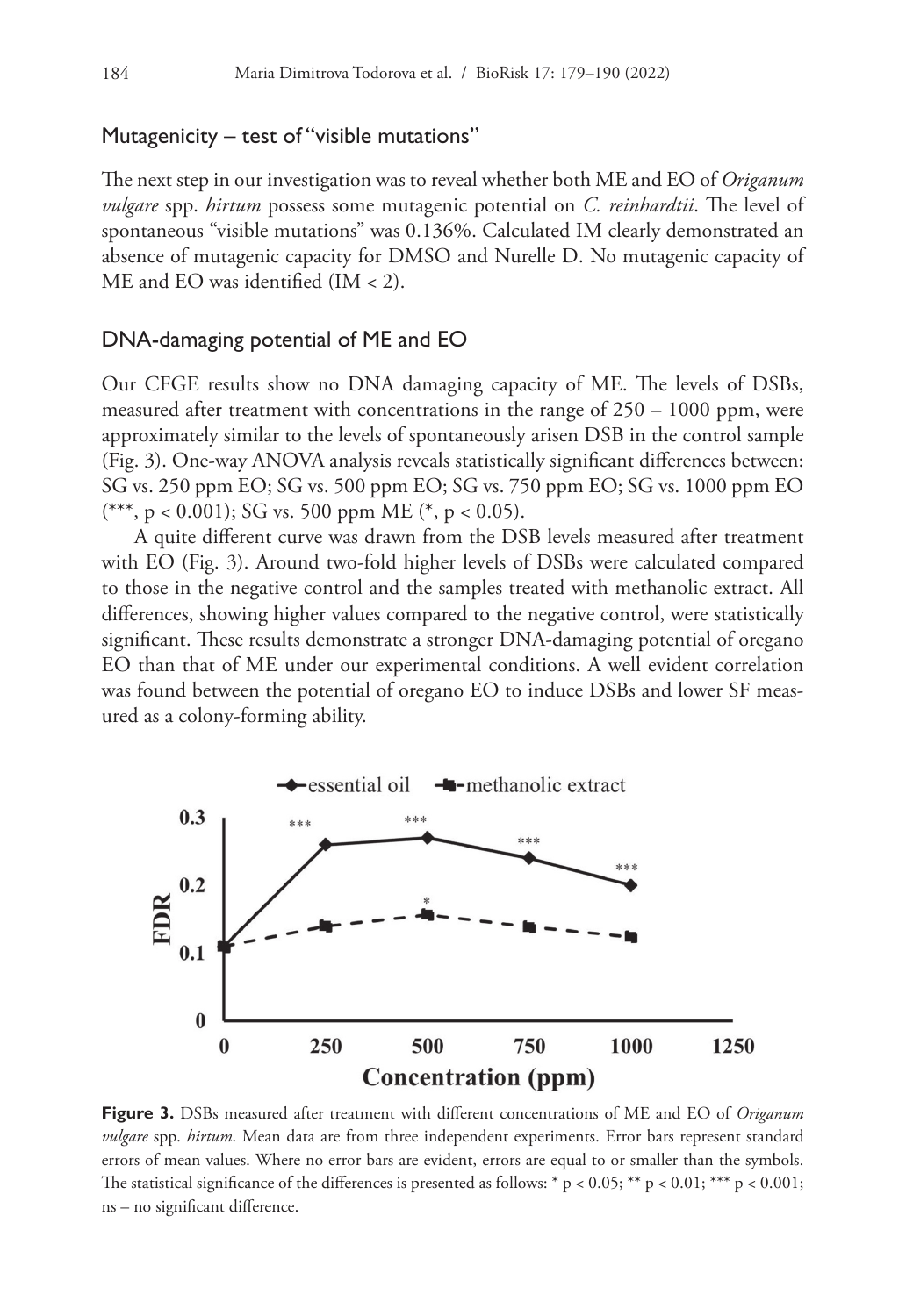## Mutagenicity – test of "visible mutations"

The next step in our investigation was to reveal whether both ME and EO of *Origanum vulgare* spp. *hirtum* possess some mutagenic potential on *C. reinhardtii*. The level of spontaneous "visible mutations" was 0.136%. Calculated IM clearly demonstrated an absence of mutagenic capacity for DMSO and Nurelle D. No mutagenic capacity of ME and EO was identified (IM < 2).

## DNA-damaging potential of ME and EO

Our CFGE results show no DNA damaging capacity of ME. The levels of DSBs, measured after treatment with concentrations in the range of 250 – 1000 ppm, were approximately similar to the levels of spontaneously arisen DSB in the control sample (Fig. 3). One-way ANOVA analysis reveals statistically significant differences between: SG vs. 250 ppm EO; SG vs. 500 ppm EO; SG vs. 750 ppm EO; SG vs. 1000 ppm EO (***, $p < 0.001$); SG vs. 500 ppm ME (*, $p < 0.05$).

A quite different curve was drawn from the DSB levels measured after treatment with EO (Fig. 3). Around two-fold higher levels of DSBs were calculated compared to those in the negative control and the samples treated with methanolic extract. All differences, showing higher values compared to the negative control, were statistically significant. These results demonstrate a stronger DNA-damaging potential of oregano EO than that of ME under our experimental conditions. A well evident correlation was found between the potential of oregano EO to induce DSBs and lower SF measured as a colony-forming ability.

essential oil
methanolic extract
FDR
0.3
0.2
0.1
0
***
***
***
***
*
0
250
500
750
1000
1250
Concentration (ppm)

**Figure 3.** DSBs measured after treatment with different concentrations of ME and EO of *Origanum vulgare* spp. *hirtum*. Mean data are from three independent experiments. Error bars represent standard errors of mean values. Where no error bars are evident, errors are equal to or smaller than the symbols. The statistical significance of the differences is presented as follows: * $p < 0.05$; ** $p < 0.01$; *** $p < 0.001$; ns – no significant difference.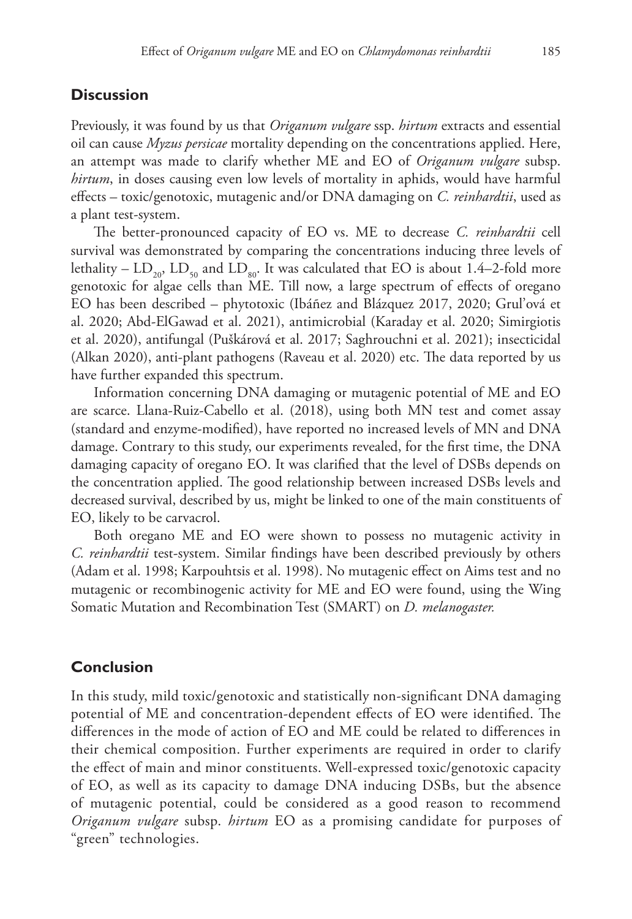## Discussion

Previously, it was found by us that *Origanum vulgare* ssp. *hirtum* extracts and essential oil can cause *Myzus persicae* mortality depending on the concentrations applied. Here, an attempt was made to clarify whether ME and EO of *Origanum vulgare* subsp. *hirtum*, in doses causing even low levels of mortality in aphids, would have harmful effects – toxic/genotoxic, mutagenic and/or DNA damaging on *C. reinhardtii*, used as a plant test-system.

The better-pronounced capacity of EO vs. ME to decrease *C. reinhardtii* cell survival was demonstrated by comparing the concentrations inducing three levels of lethality – $LD_{20}$, $LD_{50}$ and $LD_{80}$. It was calculated that EO is about 1.4–2-fold more genotoxic for algae cells than ME. Till now, a large spectrum of effects of oregano EO has been described – phytotoxic (Ibáñez and Blázquez 2017, 2020; Grul'ová et al. 2020; Abd-ElGawad et al. 2021), antimicrobial (Karaday et al. 2020; Simirgiotis et al. 2020), antifungal (Puškárová et al. 2017; Saghrouchni et al. 2021); insecticidal (Alkan 2020), anti-plant pathogens (Raveau et al. 2020) etc. The data reported by us have further expanded this spectrum.

Information concerning DNA damaging or mutagenic potential of ME and EO are scarce. Llana-Ruiz-Cabello et al. (2018), using both MN test and comet assay (standard and enzyme-modified), have reported no increased levels of MN and DNA damage. Contrary to this study, our experiments revealed, for the first time, the DNA damaging capacity of oregano EO. It was clarified that the level of DSBs depends on the concentration applied. The good relationship between increased DSBs levels and decreased survival, described by us, might be linked to one of the main constituents of EO, likely to be carvacrol.

Both oregano ME and EO were shown to possess no mutagenic activity in *C. reinhardtii* test-system. Similar findings have been described previously by others (Adam et al. 1998; Karpouhtsis et al. 1998). No mutagenic effect on Aims test and no mutagenic or recombinogenic activity for ME and EO were found, using the Wing Somatic Mutation and Recombination Test (SMART) on *D. melanogaster.*

## Conclusion

In this study, mild toxic/genotoxic and statistically non-significant DNA damaging potential of ME and concentration-dependent effects of EO were identified. The differences in the mode of action of EO and ME could be related to differences in their chemical composition. Further experiments are required in order to clarify the effect of main and minor constituents. Well-expressed toxic/genotoxic capacity of EO, as well as its capacity to damage DNA inducing DSBs, but the absence of mutagenic potential, could be considered as a good reason to recommend *Origanum vulgare* subsp. *hirtum* EO as a promising candidate for purposes of "green" technologies.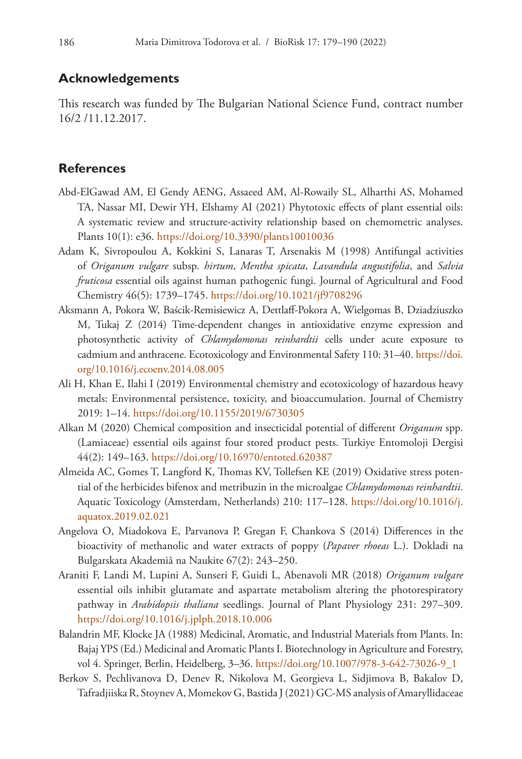## Acknowledgements

This research was funded by The Bulgarian National Science Fund, contract number 16/2 /11.12.2017.

## References

Abd-ElGawad AM, El Gendy AENG, Assaeed AM, Al-Rowaily SL, Alharthi AS, Mohamed TA, Nassar MI, Dewir YH, Elshamy AI (2021) Phytotoxic effects of plant essential oils: A systematic review and structure-activity relationship based on chemometric analyses. Plants 10(1): e36. https://doi.org/10.3390/plants10010036

Adam K, Sivropoulou A, Kokkini S, Lanaras T, Arsenakis M (1998) Antifungal activities of *Origanum vulgare* subsp. *hirtum*, *Mentha spicata*, *Lavandula angustifolia*, and *Salvia fruticosa* essential oils against human pathogenic fungi. Journal of Agricultural and Food Chemistry 46(5): 1739–1745. https://doi.org/10.1021/jf9708296

Aksmann A, Pokora W, Baścik-Remisiewicz A, Dettlaff-Pokora A, Wielgomas B, Dziadziuszko M, Tukaj Z (2014) Time-dependent changes in antioxidative enzyme expression and photosynthetic activity of *Chlamydomonas reinhardtii* cells under acute exposure to cadmium and anthracene. Ecotoxicology and Environmental Safety 110: 31–40. https://doi.org/10.1016/j.ecoenv.2014.08.005

Ali H, Khan E, Ilahi I (2019) Environmental chemistry and ecotoxicology of hazardous heavy metals: Environmental persistence, toxicity, and bioaccumulation. Journal of Chemistry 2019: 1–14. https://doi.org/10.1155/2019/6730305

Alkan M (2020) Chemical composition and insecticidal potential of different *Origanum* spp. (Lamiaceae) essential oils against four stored product pests. Turkiye Entomoloji Dergisi 44(2): 149–163. https://doi.org/10.16970/entoted.620387

Almeida AC, Gomes T, Langford K, Thomas KV, Tollefsen KE (2019) Oxidative stress potential of the herbicides bifenox and metribuzin in the microalgae *Chlamydomonas reinhardtii.* Aquatic Toxicology (Amsterdam, Netherlands) 210: 117–128. https://doi.org/10.1016/j.aquatox.2019.02.021

Angelova O, Miadokova E, Parvanova P, Gregan F, Chankova S (2014) Differences in the bioactivity of methanolic and water extracts of poppy (*Papaver rhoeas* L.). Dokladi na Bulgarskata Akademiâ na Naukite 67(2): 243–250.

Araniti F, Landi M, Lupini A, Sunseri F, Guidi L, Abenavoli MR (2018) *Origanum vulgare* essential oils inhibit glutamate and aspartate metabolism altering the photorespiratory pathway in *Arabidopsis thaliana* seedlings. Journal of Plant Physiology 231: 297–309. https://doi.org/10.1016/j.jplph.2018.10.006

Balandrin MF, Klocke JA (1988) Medicinal, Aromatic, and Industrial Materials from Plants. In: Bajaj YPS (Ed.) Medicinal and Aromatic Plants I. Biotechnology in Agriculture and Forestry, vol 4. Springer, Berlin, Heidelberg, 3–36. https://doi.org/10.1007/978-3-642-73026-9_1

Berkov S, Pechlivanova D, Denev R, Nikolova M, Georgieva L, Sidjimova B, Bakalov D, Tafradjiiska R, Stoynev A, Momekov G, Bastida J (2021) GC-MS analysis of Amaryllidaceae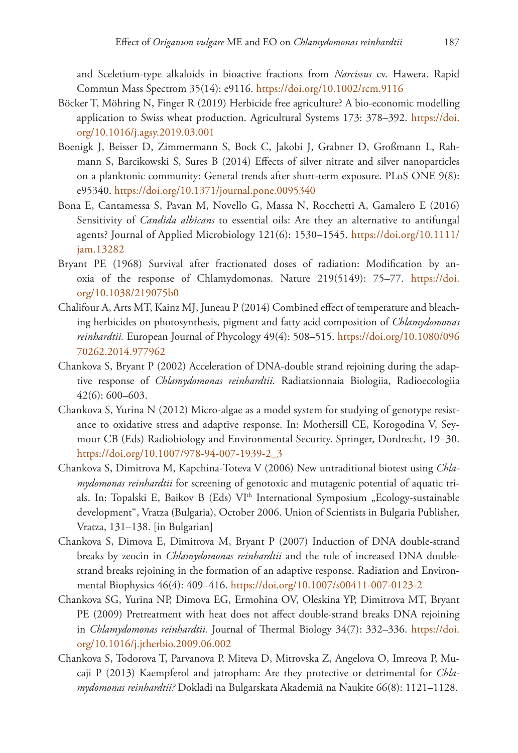and Sceletium-type alkaloids in bioactive fractions from *Narcissus* cv. Hawera. Rapid Commun Mass Spectrom 35(14): e9116. https://doi.org/10.1002/rcm.9116

Böcker T, Möhring N, Finger R (2019) Herbicide free agriculture? A bio-economic modelling application to Swiss wheat production. Agricultural Systems 173: 378–392. https://doi.org/10.1016/j.agsy.2019.03.001

Boenigk J, Beisser D, Zimmermann S, Bock C, Jakobi J, Grabner D, Großmann L, Rahmann S, Barcikowski S, Sures B (2014) Effects of silver nitrate and silver nanoparticles on a planktonic community: General trends after short-term exposure. PLoS ONE 9(8): e95340. https://doi.org/10.1371/journal.pone.0095340

Bona E, Cantamessa S, Pavan M, Novello G, Massa N, Rocchetti A, Gamalero E (2016) Sensitivity of *Candida albicans* to essential oils: Are they an alternative to antifungal agents? Journal of Applied Microbiology 121(6): 1530–1545. https://doi.org/10.1111/jam.13282

Bryant PE (1968) Survival after fractionated doses of radiation: Modification by anoxia of the response of Chlamydomonas. Nature 219(5149): 75–77. https://doi.org/10.1038/219075b0

Chalifour A, Arts MT, Kainz MJ, Juneau P (2014) Combined effect of temperature and bleaching herbicides on photosynthesis, pigment and fatty acid composition of *Chlamydomonas reinhardtii.* European Journal of Phycology 49(4): 508–515. https://doi.org/10.1080/09670262.2014.977962

Chankova S, Bryant P (2002) Acceleration of DNA-double strand rejoining during the adaptive response of *Chlamydomonas reinhardtii.* Radiatsionnaia Biologiia, Radioecologiia 42(6): 600–603.

Chankova S, Yurina N (2012) Micro-algae as a model system for studying of genotype resistance to oxidative stress and adaptive response. In: Mothersill CE, Korogodina V, Seymour CB (Eds) Radiobiology and Environmental Security. Springer, Dordrecht, 19–30. https://doi.org/10.1007/978-94-007-1939-2_3

Chankova S, Dimitrova M, Kapchina-Toteva V (2006) New untraditional biotest using *Chlamydomonas reinhardtii* for screening of genotoxic and mutagenic potential of aquatic trials. In: Topalski E, Baikov B (Eds) VI$^{th}$ International Symposium „Ecology-sustainable development", Vratza (Bulgaria), October 2006. Union of Scientists in Bulgaria Publisher, Vratza, 131–138. [in Bulgarian]

Chankova S, Dimova E, Dimitrova M, Bryant P (2007) Induction of DNA double-strand breaks by zeocin in *Chlamydomonas reinhardtii* and the role of increased DNA double-strand breaks rejoining in the formation of an adaptive response. Radiation and Environmental Biophysics 46(4): 409–416. https://doi.org/10.1007/s00411-007-0123-2

Chankova SG, Yurina NP, Dimova EG, Ermohina OV, Oleskina YP, Dimitrova MT, Bryant PE (2009) Pretreatment with heat does not affect double-strand breaks DNA rejoining in *Chlamydomonas reinhardtii.* Journal of Thermal Biology 34(7): 332–336. https://doi.org/10.1016/j.jtherbio.2009.06.002

Chankova S, Todorova T, Parvanova P, Miteva D, Mitrovska Z, Angelova O, Imreova P, Mucaji P (2013) Kaempferol and jatropham: Are they protective or detrimental for *Chlamydomonas reinhardtii?* Dokladi na Bulgarskata Akademiâ na Naukite 66(8): 1121–1128.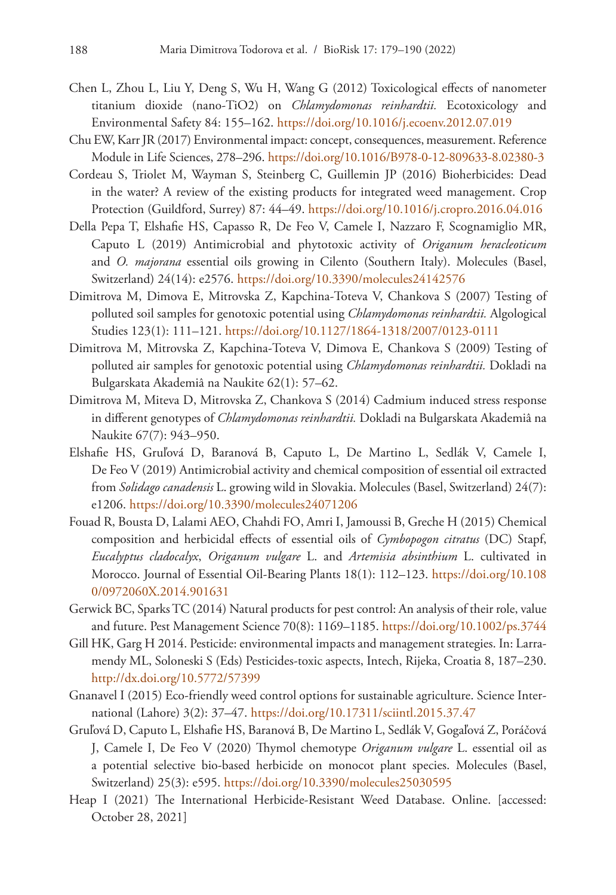Chen L, Zhou L, Liu Y, Deng S, Wu H, Wang G (2012) Toxicological effects of nanometer titanium dioxide (nano-TiO2) on *Chlamydomonas reinhardtii*. Ecotoxicology and Environmental Safety 84: 155–162. https://doi.org/10.1016/j.ecoenv.2012.07.019

Chu EW, Karr JR (2017) Environmental impact: concept, consequences, measurement. Reference Module in Life Sciences, 278–296. https://doi.org/10.1016/B978-0-12-809633-8.02380-3

Cordeau S, Triolet M, Wayman S, Steinberg C, Guillemin JP (2016) Bioherbicides: Dead in the water? A review of the existing products for integrated weed management. Crop Protection (Guildford, Surrey) 87: 44–49. https://doi.org/10.1016/j.cropro.2016.04.016

Della Pepa T, Elshafie HS, Capasso R, De Feo V, Camele I, Nazzaro F, Scognamiglio MR, Caputo L (2019) Antimicrobial and phytotoxic activity of *Origanum heracleoticum* and *O. majorana* essential oils growing in Cilento (Southern Italy). Molecules (Basel, Switzerland) 24(14): e2576. https://doi.org/10.3390/molecules24142576

Dimitrova M, Dimova E, Mitrovska Z, Kapchina-Toteva V, Chankova S (2007) Testing of polluted soil samples for genotoxic potential using *Chlamydomonas reinhardtii*. Algological Studies 123(1): 111–121. https://doi.org/10.1127/1864-1318/2007/0123-0111

Dimitrova M, Mitrovska Z, Kapchina-Toteva V, Dimova E, Chankova S (2009) Testing of polluted air samples for genotoxic potential using *Chlamydomonas reinhardtii*. Dokladi na Bulgarskata Akademiâ na Naukite 62(1): 57–62.

Dimitrova M, Miteva D, Mitrovska Z, Chankova S (2014) Cadmium induced stress response in different genotypes of *Chlamydomonas reinhardtii*. Dokladi na Bulgarskata Akademiâ na Naukite 67(7): 943–950.

Elshafie HS, Gruľová D, Baranová B, Caputo L, De Martino L, Sedlák V, Camele I, De Feo V (2019) Antimicrobial activity and chemical composition of essential oil extracted from *Solidago canadensis* L. growing wild in Slovakia. Molecules (Basel, Switzerland) 24(7): e1206. https://doi.org/10.3390/molecules24071206

Fouad R, Bousta D, Lalami AEO, Chahdi FO, Amri I, Jamoussi B, Greche H (2015) Chemical composition and herbicidal effects of essential oils of *Cymbopogon citratus* (DC) Stapf, *Eucalyptus cladocalyx*, *Origanum vulgare* L. and *Artemisia absinthium* L. cultivated in Morocco. Journal of Essential Oil-Bearing Plants 18(1): 112–123. https://doi.org/10.1080/0972060X.2014.901631

Gerwick BC, Sparks TC (2014) Natural products for pest control: An analysis of their role, value and future. Pest Management Science 70(8): 1169–1185. https://doi.org/10.1002/ps.3744

Gill HK, Garg H 2014. Pesticide: environmental impacts and management strategies. In: Larramendy ML, Soloneski S (Eds) Pesticides-toxic aspects, Intech, Rijeka, Croatia 8, 187–230. http://dx.doi.org/10.5772/57399

Gnanavel I (2015) Eco-friendly weed control options for sustainable agriculture. Science International (Lahore) 3(2): 37–47. https://doi.org/10.17311/sciintl.2015.37.47

Gruľová D, Caputo L, Elshafie HS, Baranová B, De Martino L, Sedlák V, Gogaľová Z, Poráčová J, Camele I, De Feo V (2020) Thymol chemotype *Origanum vulgare* L. essential oil as a potential selective bio-based herbicide on monocot plant species. Molecules (Basel, Switzerland) 25(3): e595. https://doi.org/10.3390/molecules25030595

Heap I (2021) The International Herbicide-Resistant Weed Database. Online. [accessed: October 28, 2021]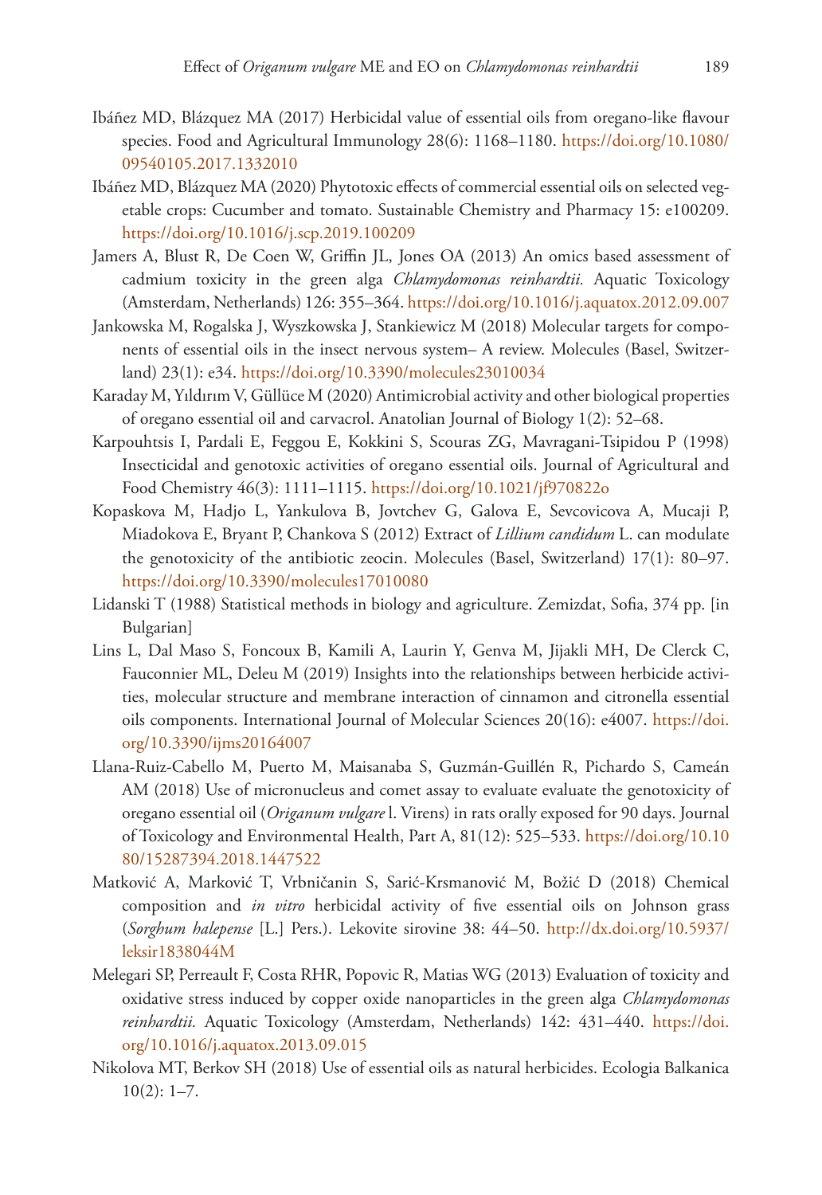Ibáñez MD, Blázquez MA (2017) Herbicidal value of essential oils from oregano-like flavour species. Food and Agricultural Immunology 28(6): 1168–1180. https://doi.org/10.1080/09540105.2017.1332010

Ibáñez MD, Blázquez MA (2020) Phytotoxic effects of commercial essential oils on selected vegetable crops: Cucumber and tomato. Sustainable Chemistry and Pharmacy 15: e100209. https://doi.org/10.1016/j.scp.2019.100209

Jamers A, Blust R, De Coen W, Griffin JL, Jones OA (2013) An omics based assessment of cadmium toxicity in the green alga *Chlamydomonas reinhardtii.* Aquatic Toxicology (Amsterdam, Netherlands) 126: 355–364. https://doi.org/10.1016/j.aquatox.2012.09.007

Jankowska M, Rogalska J, Wyszkowska J, Stankiewicz M (2018) Molecular targets for components of essential oils in the insect nervous system– A review. Molecules (Basel, Switzerland) 23(1): e34. https://doi.org/10.3390/molecules23010034

Karaday M, Yıldırım V, Güllüce M (2020) Antimicrobial activity and other biological properties of oregano essential oil and carvacrol. Anatolian Journal of Biology 1(2): 52–68.

Karpouhtsis I, Pardali E, Feggou E, Kokkini S, Scouras ZG, Mavragani-Tsipidou P (1998) Insecticidal and genotoxic activities of oregano essential oils. Journal of Agricultural and Food Chemistry 46(3): 1111–1115. https://doi.org/10.1021/jf970822o

Kopaskova M, Hadjo L, Yankulova B, Jovtchev G, Galova E, Sevcovicova A, Mucaji P, Miadokova E, Bryant P, Chankova S (2012) Extract of *Lillium candidum* L. can modulate the genotoxicity of the antibiotic zeocin. Molecules (Basel, Switzerland) 17(1): 80–97. https://doi.org/10.3390/molecules17010080

Lidanski T (1988) Statistical methods in biology and agriculture. Zemizdat, Sofia, 374 pp. [in Bulgarian]

Lins L, Dal Maso S, Foncoux B, Kamili A, Laurin Y, Genva M, Jijakli MH, De Clerck C, Fauconnier ML, Deleu M (2019) Insights into the relationships between herbicide activities, molecular structure and membrane interaction of cinnamon and citronella essential oils components. International Journal of Molecular Sciences 20(16): e4007. https://doi.org/10.3390/ijms20164007

Llana-Ruiz-Cabello M, Puerto M, Maisanaba S, Guzmán-Guillén R, Pichardo S, Cameán AM (2018) Use of micronucleus and comet assay to evaluate evaluate the genotoxicity of oregano essential oil (*Origanum vulgare* l. Virens) in rats orally exposed for 90 days. Journal of Toxicology and Environmental Health, Part A, 81(12): 525–533. https://doi.org/10.1080/15287394.2018.1447522

Matković A, Marković T, Vrbničanin S, Sarić-Krsmanović M, Božić D (2018) Chemical composition and *in vitro* herbicidal activity of five essential oils on Johnson grass (*Sorghum halepense* [L.] Pers.). Lekovite sirovine 38: 44–50. http://dx.doi.org/10.5937/leksir1838044M

Melegari SP, Perreault F, Costa RHR, Popovic R, Matias WG (2013) Evaluation of toxicity and oxidative stress induced by copper oxide nanoparticles in the green alga *Chlamydomonas reinhardtii.* Aquatic Toxicology (Amsterdam, Netherlands) 142: 431–440. https://doi.org/10.1016/j.aquatox.2013.09.015

Nikolova MT, Berkov SH (2018) Use of essential oils as natural herbicides. Ecologia Balkanica 10(2): 1–7.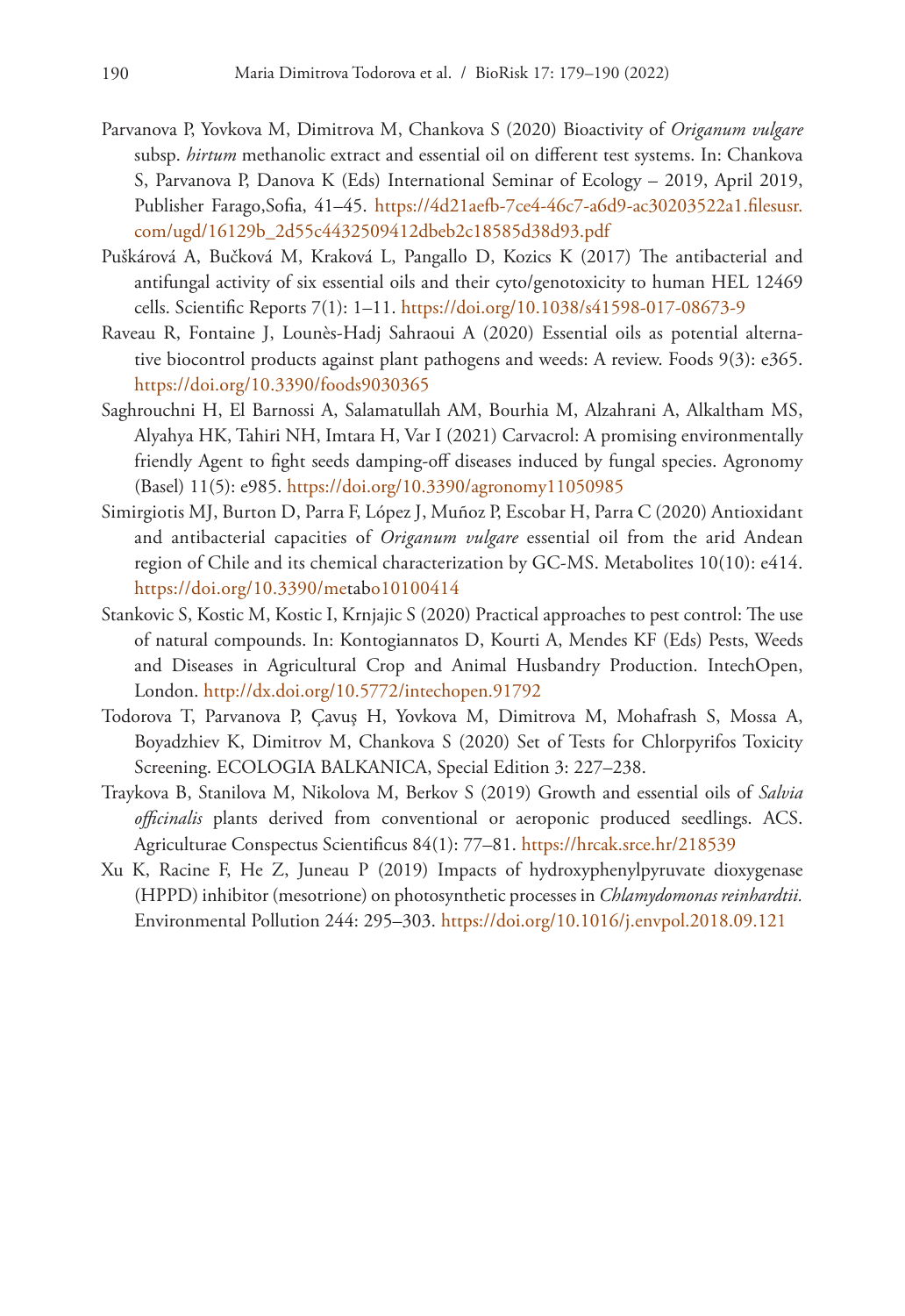Parvanova P, Yovkova M, Dimitrova M, Chankova S (2020) Bioactivity of *Origanum vulgare* subsp. *hirtum* methanolic extract and essential oil on different test systems. In: Chankova S, Parvanova P, Danova K (Eds) International Seminar of Ecology – 2019, April 2019, Publisher Farago,Sofia, 41–45. https://4d21aefb-7ce4-46c7-a6d9-ac30203522a1.filesusr.com/ugd/16129b_2d55c4432509412dbeb2c18585d38d93.pdf

Puškárová A, Bučková M, Kraková L, Pangallo D, Kozics K (2017) The antibacterial and antifungal activity of six essential oils and their cyto/genotoxicity to human HEL 12469 cells. Scientific Reports 7(1): 1–11. https://doi.org/10.1038/s41598-017-08673-9

Raveau R, Fontaine J, Lounès-Hadj Sahraoui A (2020) Essential oils as potential alternative biocontrol products against plant pathogens and weeds: A review. Foods 9(3): e365. https://doi.org/10.3390/foods9030365

Saghrouchni H, El Barnossi A, Salamatullah AM, Bourhia M, Alzahrani A, Alkaltham MS, Alyahya HK, Tahiri NH, Imtara H, Var I (2021) Carvacrol: A promising environmentally friendly Agent to fight seeds damping-off diseases induced by fungal species. Agronomy (Basel) 11(5): e985. https://doi.org/10.3390/agronomy11050985

Simirgiotis MJ, Burton D, Parra F, López J, Muñoz P, Escobar H, Parra C (2020) Antioxidant and antibacterial capacities of *Origanum vulgare* essential oil from the arid Andean region of Chile and its chemical characterization by GC-MS. Metabolites 10(10): e414. https://doi.org/10.3390/metabo10100414

Stankovic S, Kostic M, Kostic I, Krnjajic S (2020) Practical approaches to pest control: The use of natural compounds. In: Kontogiannatos D, Kourti A, Mendes KF (Eds) Pests, Weeds and Diseases in Agricultural Crop and Animal Husbandry Production. IntechOpen, London. http://dx.doi.org/10.5772/intechopen.91792

Todorova T, Parvanova P, Çavuş H, Yovkova M, Dimitrova M, Mohafrash S, Mossa A, Boyadzhiev K, Dimitrov M, Chankova S (2020) Set of Tests for Chlorpyrifos Toxicity Screening. ECOLOGIA BALKANICA, Special Edition 3: 227–238.

Traykova B, Stanilova M, Nikolova M, Berkov S (2019) Growth and essential oils of *Salvia officinalis* plants derived from conventional or aeroponic produced seedlings. ACS. Agriculturae Conspectus Scientificus 84(1): 77–81. https://hrcak.srce.hr/218539

Xu K, Racine F, He Z, Juneau P (2019) Impacts of hydroxyphenylpyruvate dioxygenase (HPPD) inhibitor (mesotrione) on photosynthetic processes in *Chlamydomonas reinhardtii.* Environmental Pollution 244: 295–303. https://doi.org/10.1016/j.envpol.2018.09.121